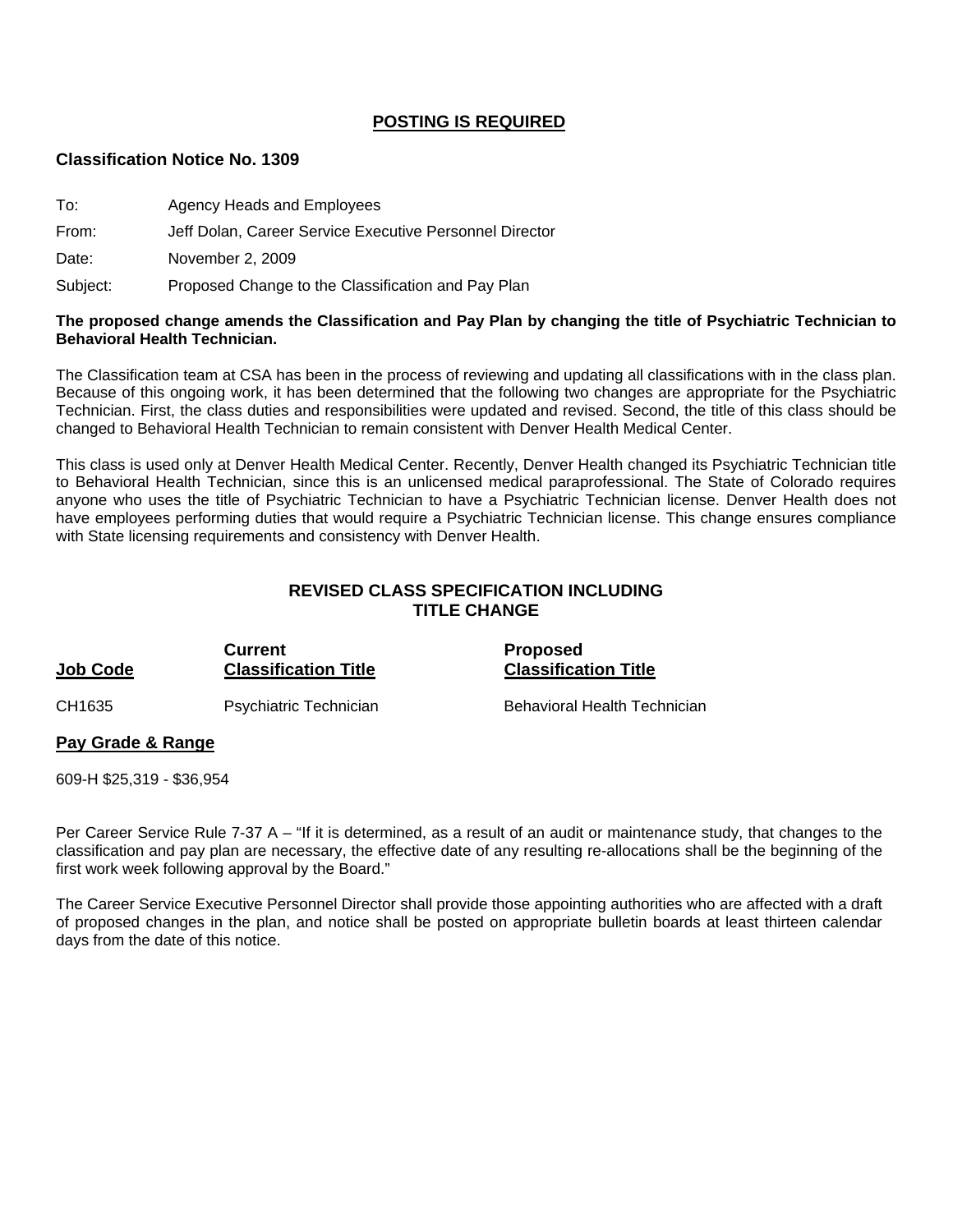**POSTING IS REQUIRED**

## Classification Notice No. 1309

To: Agency Heads and Employees

From: Jeff Dolan, Career Service Executive Personnel Director

Date: November 2, 2009

Subject: Proposed Change to the Classification and Pay Plan

**The proposed change amends the Classification and Pay Plan by changing the title of Psychiatric Technician to Behavioral Health Technician.**

The Classification team at CSA has been in the process of reviewing and updating all classifications with in the class plan. Because of this ongoing work, it has been determined that the following two changes are appropriate for the Psychiatric Technician. First, the class duties and responsibilities were updated and revised. Second, the title of this class should be changed to Behavioral Health Technician to remain consistent with Denver Health Medical Center.

This class is used only at Denver Health Medical Center. Recently, Denver Health changed its Psychiatric Technician title to Behavioral Health Technician, since this is an unlicensed medical paraprofessional. The State of Colorado requires anyone who uses the title of Psychiatric Technician to have a Psychiatric Technician license. Denver Health does not have employees performing duties that would require a Psychiatric Technician license. This change ensures compliance with State licensing requirements and consistency with Denver Health.

### REVISED CLASS SPECIFICATION INCLUDING TITLE CHANGE

| Job Code | Current Classification Title | Proposed Classification Title |
|---|---|---|
| CH1635 | Psychiatric Technician | Behavioral Health Technician |

**Pay Grade & Range**

609-H $25,319 - $36,954

Per Career Service Rule 7-37 A – "If it is determined, as a result of an audit or maintenance study, that changes to the classification and pay plan are necessary, the effective date of any resulting re-allocations shall be the beginning of the first work week following approval by the Board."

The Career Service Executive Personnel Director shall provide those appointing authorities who are affected with a draft of proposed changes in the plan, and notice shall be posted on appropriate bulletin boards at least thirteen calendar days from the date of this notice.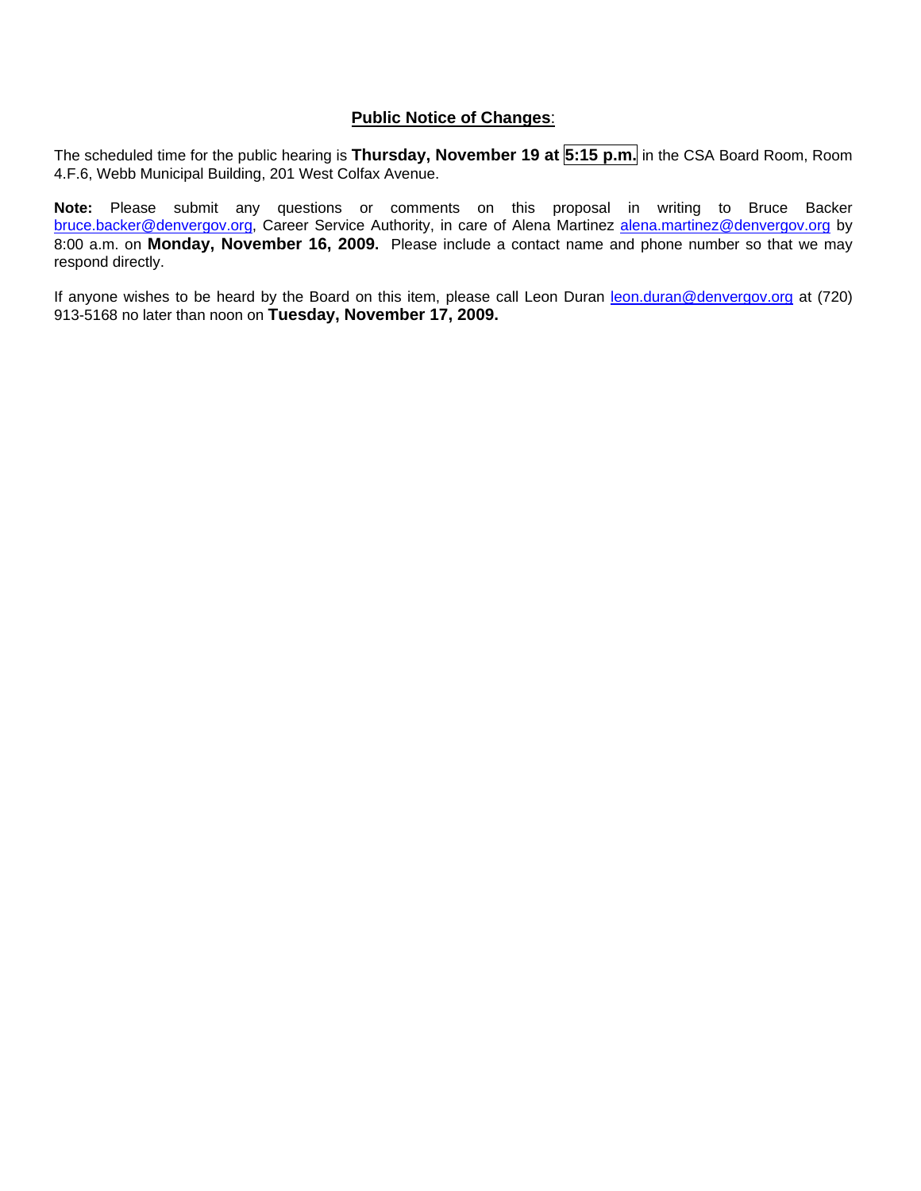**Public Notice of Changes**:

The scheduled time for the public hearing is **Thursday, November 19 at 5:15 p.m.** in the CSA Board Room, Room 4.F.6, Webb Municipal Building, 201 West Colfax Avenue.

**Note:** Please submit any questions or comments on this proposal in writing to Bruce Backer bruce.backer@denvergov.org, Career Service Authority, in care of Alena Martinez alena.martinez@denvergov.org by 8:00 a.m. on **Monday, November 16, 2009.** Please include a contact name and phone number so that we may respond directly.

If anyone wishes to be heard by the Board on this item, please call Leon Duran leon.duran@denvergov.org at (720) 913-5168 no later than noon on **Tuesday, November 17, 2009.**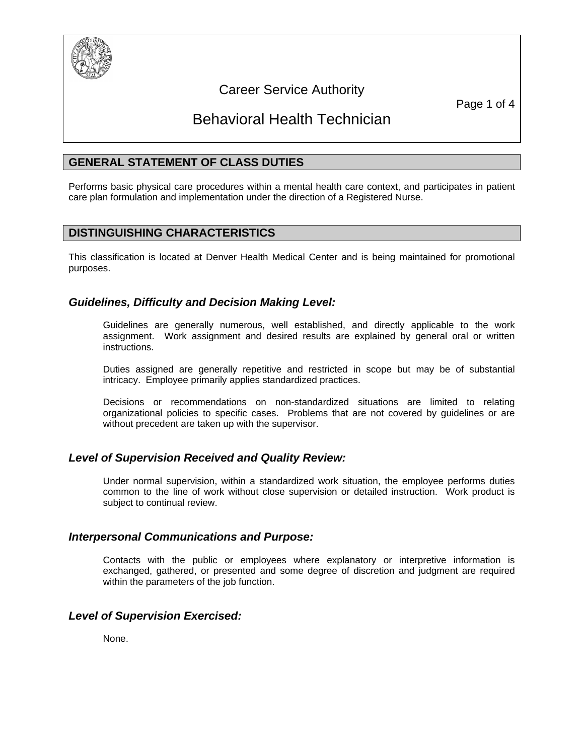# Career Service Authority

# Behavioral Health Technician

## GENERAL STATEMENT OF CLASS DUTIES

Performs basic physical care procedures within a mental health care context, and participates in patient care plan formulation and implementation under the direction of a Registered Nurse.

## DISTINGUISHING CHARACTERISTICS

This classification is located at Denver Health Medical Center and is being maintained for promotional purposes.

### *Guidelines, Difficulty and Decision Making Level:*

Guidelines are generally numerous, well established, and directly applicable to the work assignment. Work assignment and desired results are explained by general oral or written instructions.

Duties assigned are generally repetitive and restricted in scope but may be of substantial intricacy. Employee primarily applies standardized practices.

Decisions or recommendations on non-standardized situations are limited to relating organizational policies to specific cases. Problems that are not covered by guidelines or are without precedent are taken up with the supervisor.

### *Level of Supervision Received and Quality Review:*

Under normal supervision, within a standardized work situation, the employee performs duties common to the line of work without close supervision or detailed instruction. Work product is subject to continual review.

### *Interpersonal Communications and Purpose:*

Contacts with the public or employees where explanatory or interpretive information is exchanged, gathered, or presented and some degree of discretion and judgment are required within the parameters of the job function.

### *Level of Supervision Exercised:*

None.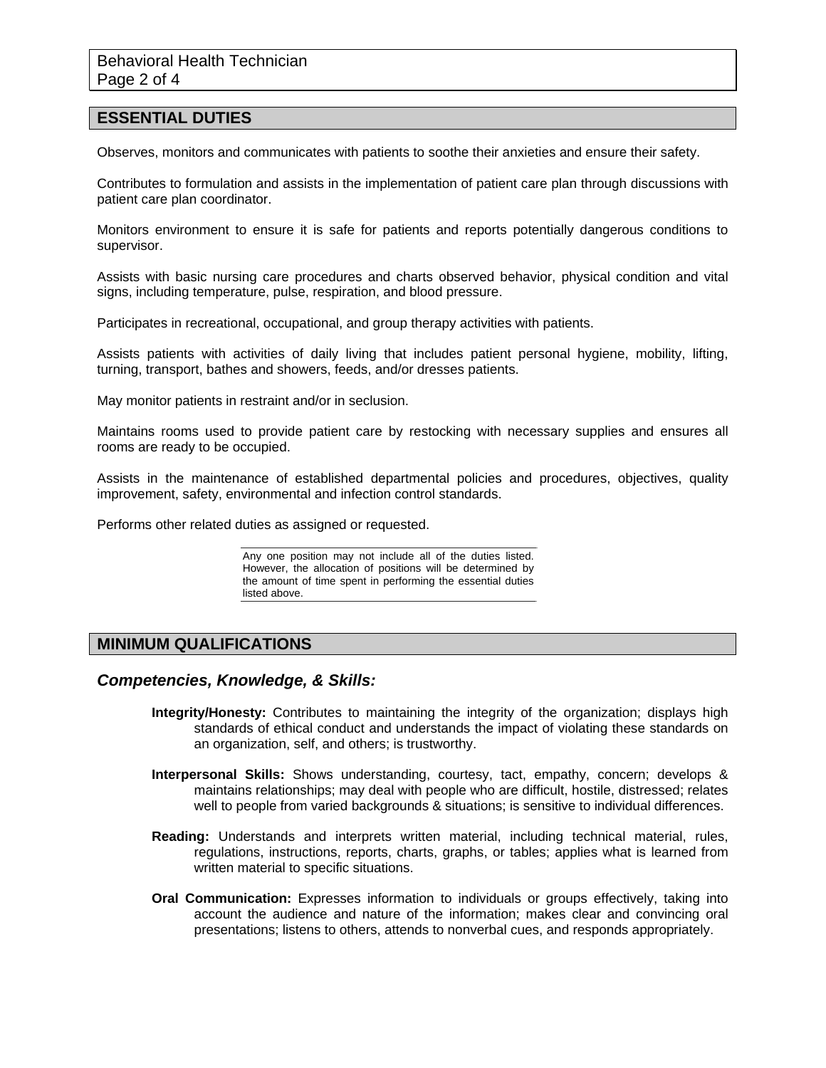## ESSENTIAL DUTIES

Observes, monitors and communicates with patients to soothe their anxieties and ensure their safety.

Contributes to formulation and assists in the implementation of patient care plan through discussions with patient care plan coordinator.

Monitors environment to ensure it is safe for patients and reports potentially dangerous conditions to supervisor.

Assists with basic nursing care procedures and charts observed behavior, physical condition and vital signs, including temperature, pulse, respiration, and blood pressure.

Participates in recreational, occupational, and group therapy activities with patients.

Assists patients with activities of daily living that includes patient personal hygiene, mobility, lifting, turning, transport, bathes and showers, feeds, and/or dresses patients.

May monitor patients in restraint and/or in seclusion.

Maintains rooms used to provide patient care by restocking with necessary supplies and ensures all rooms are ready to be occupied.

Assists in the maintenance of established departmental policies and procedures, objectives, quality improvement, safety, environmental and infection control standards.

Performs other related duties as assigned or requested.

> Any one position may not include all of the duties listed. However, the allocation of positions will be determined by the amount of time spent in performing the essential duties listed above.

## MINIMUM QUALIFICATIONS

### *Competencies, Knowledge, & Skills:*

**Integrity/Honesty:** Contributes to maintaining the integrity of the organization; displays high standards of ethical conduct and understands the impact of violating these standards on an organization, self, and others; is trustworthy.

**Interpersonal Skills:** Shows understanding, courtesy, tact, empathy, concern; develops & maintains relationships; may deal with people who are difficult, hostile, distressed; relates well to people from varied backgrounds & situations; is sensitive to individual differences.

**Reading:** Understands and interprets written material, including technical material, rules, regulations, instructions, reports, charts, graphs, or tables; applies what is learned from written material to specific situations.

**Oral Communication:** Expresses information to individuals or groups effectively, taking into account the audience and nature of the information; makes clear and convincing oral presentations; listens to others, attends to nonverbal cues, and responds appropriately.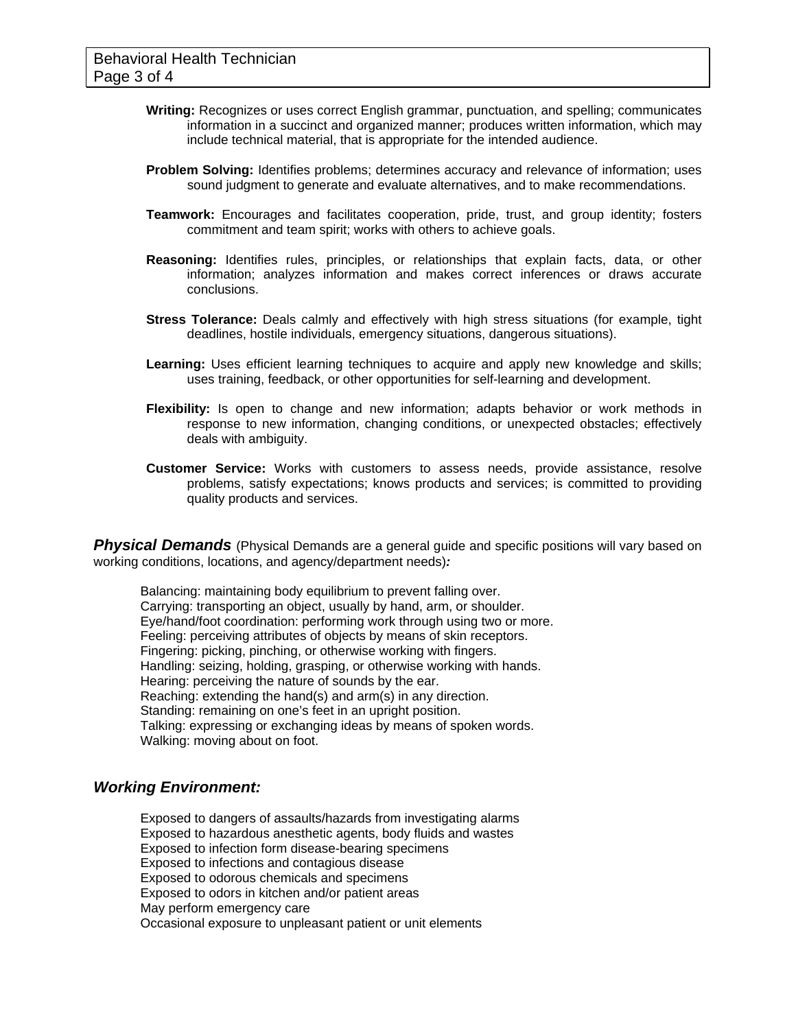**Writing:** Recognizes or uses correct English grammar, punctuation, and spelling; communicates information in a succinct and organized manner; produces written information, which may include technical material, that is appropriate for the intended audience.

**Problem Solving:** Identifies problems; determines accuracy and relevance of information; uses sound judgment to generate and evaluate alternatives, and to make recommendations.

**Teamwork:** Encourages and facilitates cooperation, pride, trust, and group identity; fosters commitment and team spirit; works with others to achieve goals.

**Reasoning:** Identifies rules, principles, or relationships that explain facts, data, or other information; analyzes information and makes correct inferences or draws accurate conclusions.

**Stress Tolerance:** Deals calmly and effectively with high stress situations (for example, tight deadlines, hostile individuals, emergency situations, dangerous situations).

**Learning:** Uses efficient learning techniques to acquire and apply new knowledge and skills; uses training, feedback, or other opportunities for self-learning and development.

**Flexibility:** Is open to change and new information; adapts behavior or work methods in response to new information, changing conditions, or unexpected obstacles; effectively deals with ambiguity.

**Customer Service:** Works with customers to assess needs, provide assistance, resolve problems, satisfy expectations; knows products and services; is committed to providing quality products and services.

***Physical Demands*** (Physical Demands are a general guide and specific positions will vary based on working conditions, locations, and agency/department needs)***:***

Balancing: maintaining body equilibrium to prevent falling over.
Carrying: transporting an object, usually by hand, arm, or shoulder.
Eye/hand/foot coordination: performing work through using two or more.
Feeling: perceiving attributes of objects by means of skin receptors.
Fingering: picking, pinching, or otherwise working with fingers.
Handling: seizing, holding, grasping, or otherwise working with hands.
Hearing: perceiving the nature of sounds by the ear.
Reaching: extending the hand(s) and arm(s) in any direction.
Standing: remaining on one's feet in an upright position.
Talking: expressing or exchanging ideas by means of spoken words.
Walking: moving about on foot.

## *Working Environment:*

Exposed to dangers of assaults/hazards from investigating alarms
Exposed to hazardous anesthetic agents, body fluids and wastes
Exposed to infection form disease-bearing specimens
Exposed to infections and contagious disease
Exposed to odorous chemicals and specimens
Exposed to odors in kitchen and/or patient areas
May perform emergency care
Occasional exposure to unpleasant patient or unit elements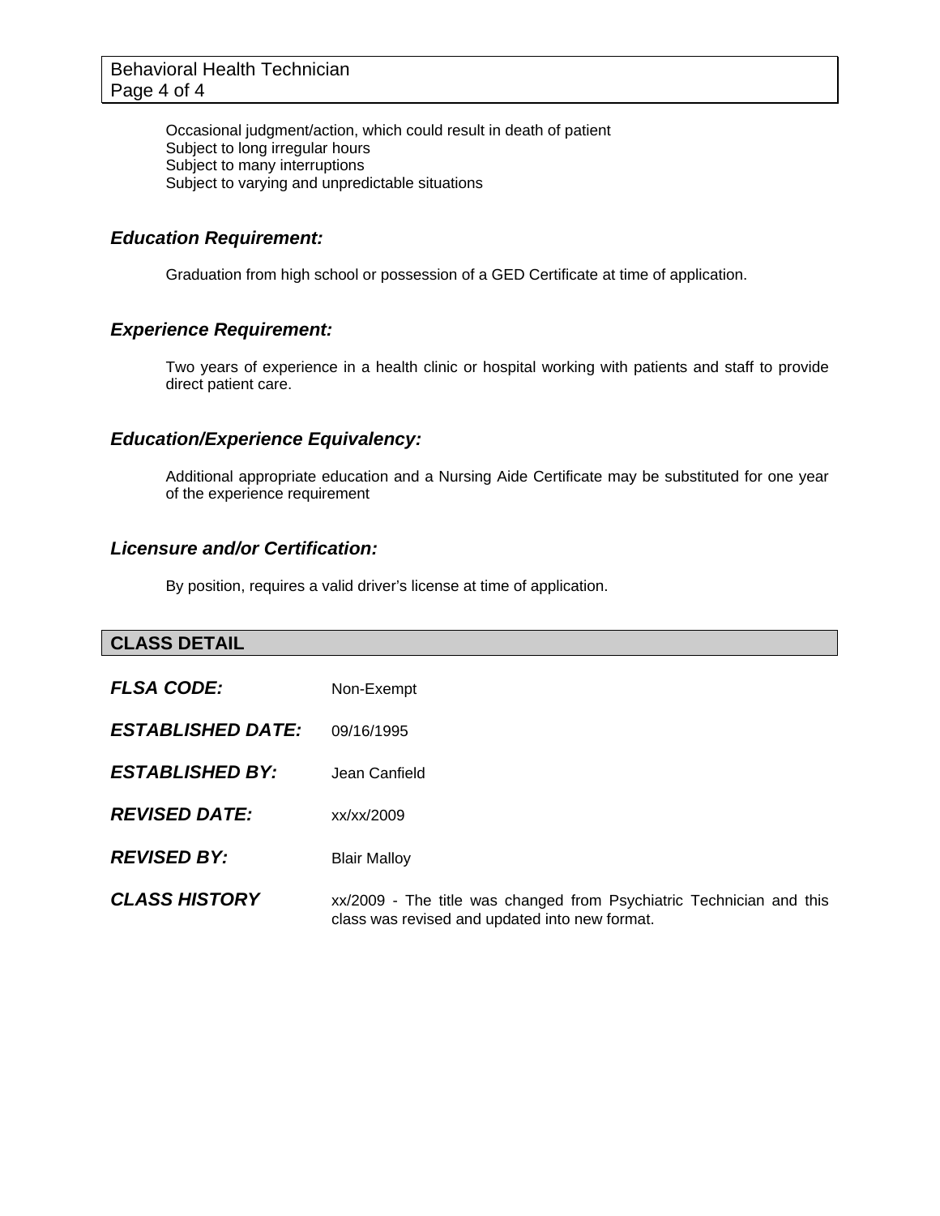Occasional judgment/action, which could result in death of patient
Subject to long irregular hours
Subject to many interruptions
Subject to varying and unpredictable situations

### *Education Requirement:*

Graduation from high school or possession of a GED Certificate at time of application.

### *Experience Requirement:*

Two years of experience in a health clinic or hospital working with patients and staff to provide direct patient care.

### *Education/Experience Equivalency:*

Additional appropriate education and a Nursing Aide Certificate may be substituted for one year of the experience requirement

### *Licensure and/or Certification:*

By position, requires a valid driver's license at time of application.

## CLASS DETAIL

***FLSA CODE:*** Non-Exempt

***ESTABLISHED DATE:*** 09/16/1995

***ESTABLISHED BY:*** Jean Canfield

***REVISED DATE:*** xx/xx/2009

***REVISED BY:*** Blair Malloy

***CLASS HISTORY*** xx/2009 - The title was changed from Psychiatric Technician and this class was revised and updated into new format.